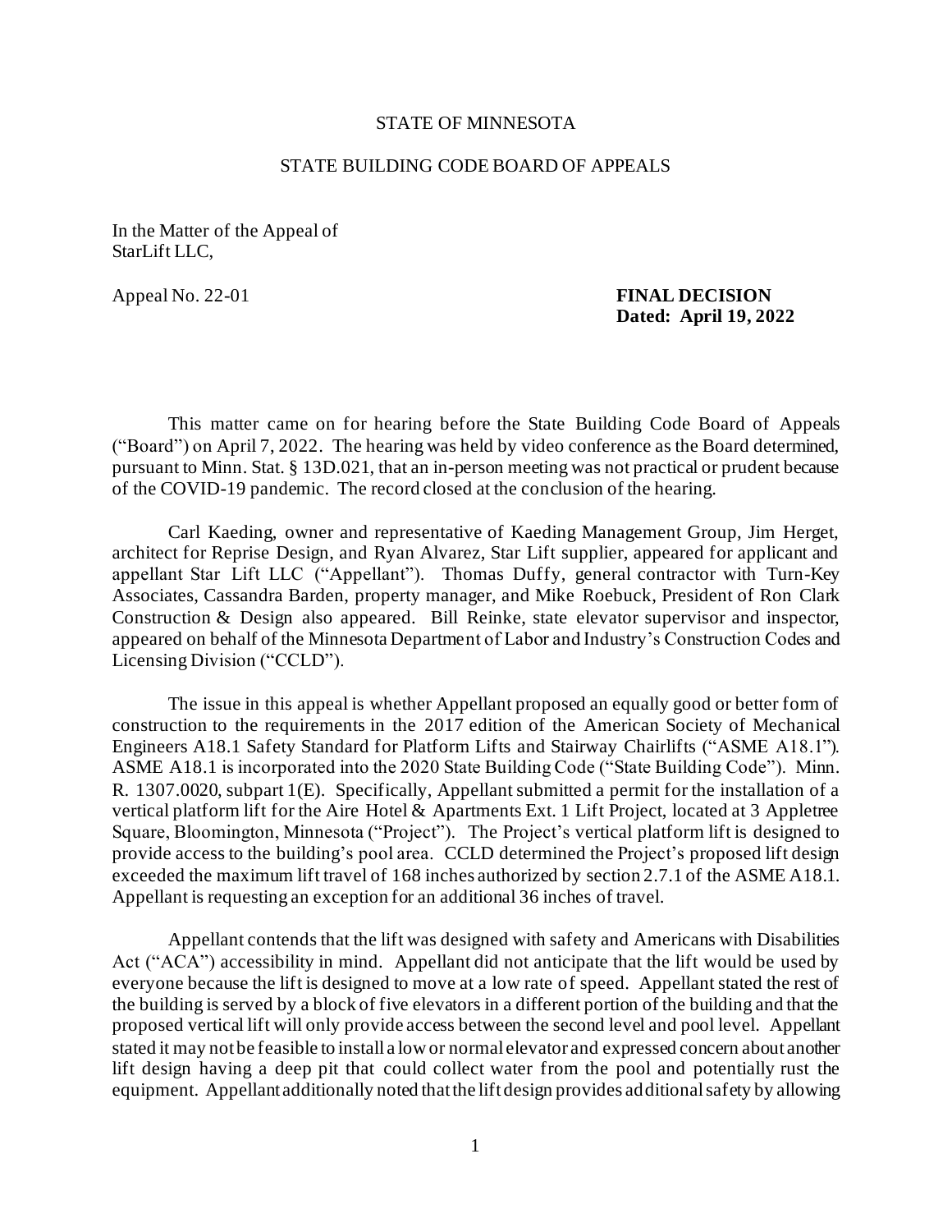STATE OF MINNESOTA

STATE BUILDING CODE BOARD OF APPEALS

In the Matter of the Appeal of
StarLift LLC,

Appeal No. 22-01

**FINAL DECISION**
**Dated: April 19, 2022**

This matter came on for hearing before the State Building Code Board of Appeals ("Board") on April 7, 2022. The hearing was held by video conference as the Board determined, pursuant to Minn. Stat. § 13D.021, that an in-person meeting was not practical or prudent because of the COVID-19 pandemic. The record closed at the conclusion of the hearing.

Carl Kaeding, owner and representative of Kaeding Management Group, Jim Herget, architect for Reprise Design, and Ryan Alvarez, Star Lift supplier, appeared for applicant and appellant Star Lift LLC ("Appellant"). Thomas Duffy, general contractor with Turn-Key Associates, Cassandra Barden, property manager, and Mike Roebuck, President of Ron Clark Construction & Design also appeared. Bill Reinke, state elevator supervisor and inspector, appeared on behalf of the Minnesota Department of Labor and Industry's Construction Codes and Licensing Division ("CCLD").

The issue in this appeal is whether Appellant proposed an equally good or better form of construction to the requirements in the 2017 edition of the American Society of Mechanical Engineers A18.1 Safety Standard for Platform Lifts and Stairway Chairlifts ("ASME A18.1"). ASME A18.1 is incorporated into the 2020 State Building Code ("State Building Code"). Minn. R. 1307.0020, subpart 1(E). Specifically, Appellant submitted a permit for the installation of a vertical platform lift for the Aire Hotel & Apartments Ext. 1 Lift Project, located at 3 Appletree Square, Bloomington, Minnesota ("Project"). The Project's vertical platform lift is designed to provide access to the building's pool area. CCLD determined the Project's proposed lift design exceeded the maximum lift travel of 168 inches authorized by section 2.7.1 of the ASME A18.1. Appellant is requesting an exception for an additional 36 inches of travel.

Appellant contends that the lift was designed with safety and Americans with Disabilities Act ("ACA") accessibility in mind. Appellant did not anticipate that the lift would be used by everyone because the lift is designed to move at a low rate of speed. Appellant stated the rest of the building is served by a block of five elevators in a different portion of the building and that the proposed vertical lift will only provide access between the second level and pool level. Appellant stated it may not be feasible to install a low or normal elevator and expressed concern about another lift design having a deep pit that could collect water from the pool and potentially rust the equipment. Appellant additionally noted that the lift design provides additional safety by allowing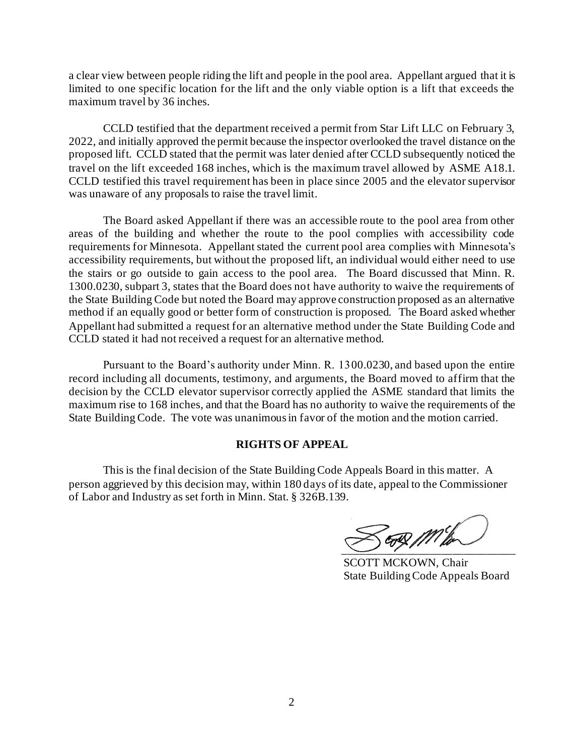a clear view between people riding the lift and people in the pool area. Appellant argued that it is limited to one specific location for the lift and the only viable option is a lift that exceeds the maximum travel by 36 inches.

CCLD testified that the department received a permit from Star Lift LLC on February 3, 2022, and initially approved the permit because the inspector overlooked the travel distance on the proposed lift. CCLD stated that the permit was later denied after CCLD subsequently noticed the travel on the lift exceeded 168 inches, which is the maximum travel allowed by ASME A18.1. CCLD testified this travel requirement has been in place since 2005 and the elevator supervisor was unaware of any proposals to raise the travel limit.

The Board asked Appellant if there was an accessible route to the pool area from other areas of the building and whether the route to the pool complies with accessibility code requirements for Minnesota. Appellant stated the current pool area complies with Minnesota's accessibility requirements, but without the proposed lift, an individual would either need to use the stairs or go outside to gain access to the pool area. The Board discussed that Minn. R. 1300.0230, subpart 3, states that the Board does not have authority to waive the requirements of the State Building Code but noted the Board may approve construction proposed as an alternative method if an equally good or better form of construction is proposed. The Board asked whether Appellant had submitted a request for an alternative method under the State Building Code and CCLD stated it had not received a request for an alternative method.

Pursuant to the Board's authority under Minn. R. 1300.0230, and based upon the entire record including all documents, testimony, and arguments, the Board moved to affirm that the decision by the CCLD elevator supervisor correctly applied the ASME standard that limits the maximum rise to 168 inches, and that the Board has no authority to waive the requirements of the State Building Code. The vote was unanimous in favor of the motion and the motion carried.

## RIGHTS OF APPEAL

This is the final decision of the State Building Code Appeals Board in this matter. A person aggrieved by this decision may, within 180 days of its date, appeal to the Commissioner of Labor and Industry as set forth in Minn. Stat. § 326B.139.

SCOTT MCKOWN, Chair
State Building Code Appeals Board